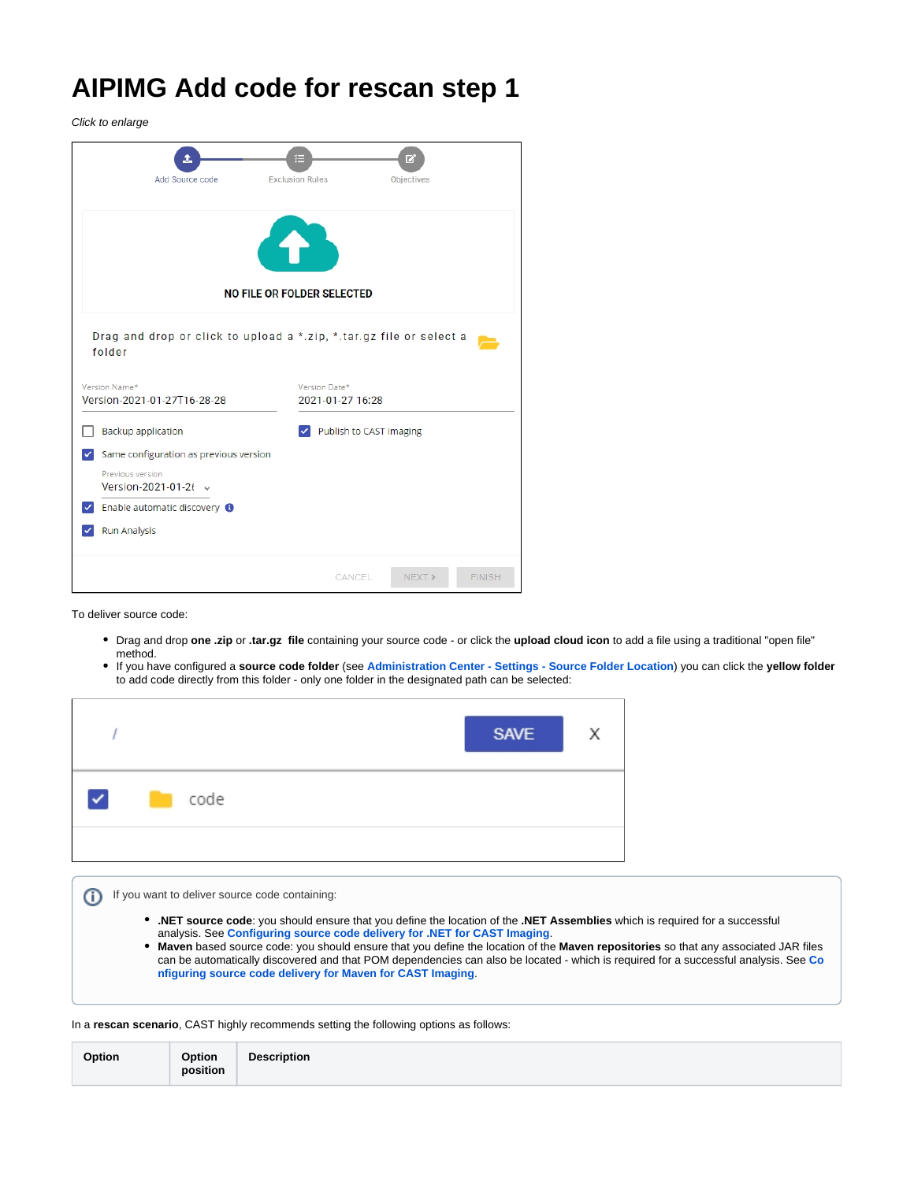# AIPIMG Add code for rescan step 1

*Click to enlarge*

To deliver source code:

- Drag and drop **one .zip** or **.tar.gz file** containing your source code - or click the **upload cloud icon** to add a file using a traditional "open file" method.
- If you have configured a **source code folder** (see **Administration Center - Settings - Source Folder Location**) you can click the **yellow folder** to add code directly from this folder - only one folder in the designated path can be selected:

If you want to deliver source code containing:

- **.NET source code**: you should ensure that you define the location of the **.NET Assemblies** which is required for a successful analysis. See **Configuring source code delivery for .NET for CAST Imaging**.
- **Maven** based source code: you should ensure that you define the location of the **Maven repositories** so that any associated JAR files can be automatically discovered and that POM dependencies can also be located - which is required for a successful analysis. See **Configuring source code delivery for Maven for CAST Imaging**.

In a **rescan scenario**, CAST highly recommends setting the following options as follows:

| Option | Option position | Description |
|---|---|---|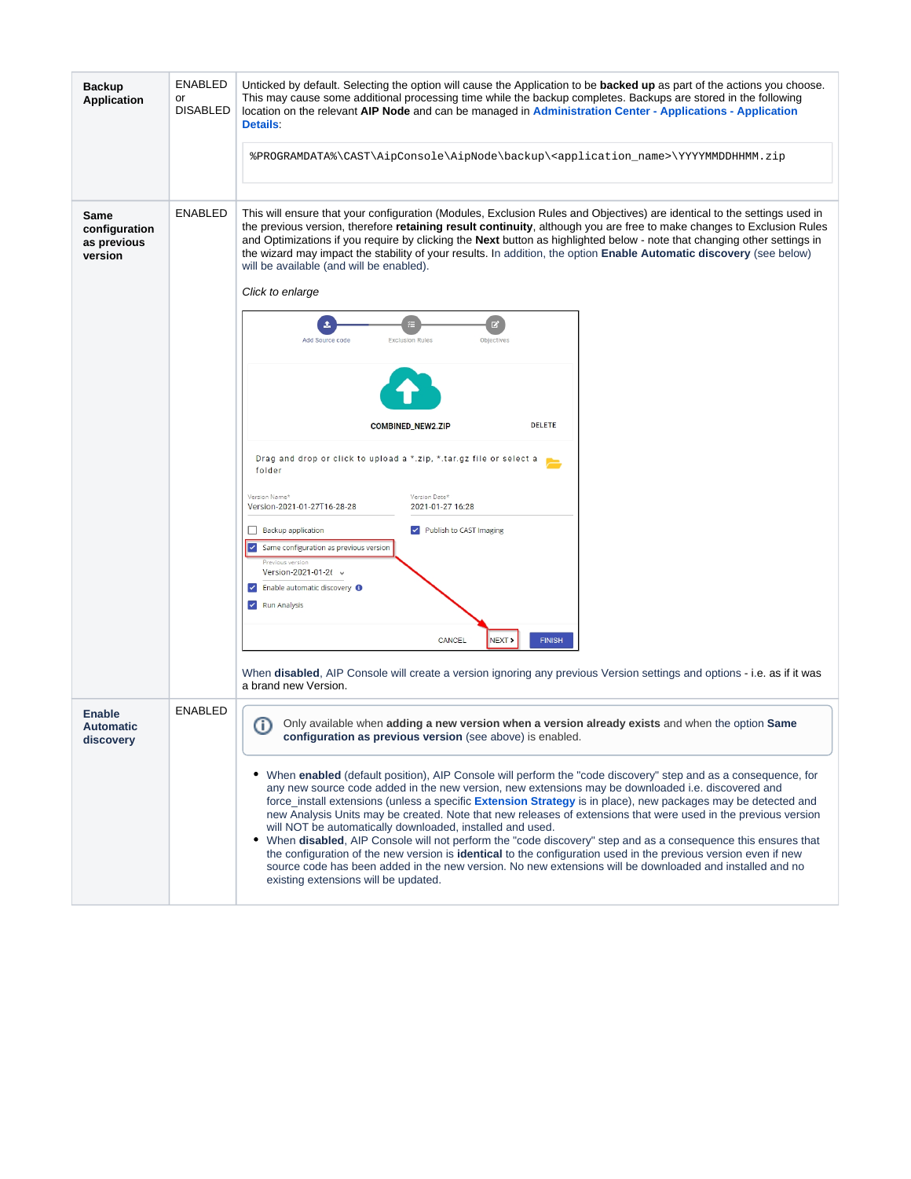| | | |
|---|---|---|
| **Backup Application** | ENABLED or DISABLED | Unticked by default. Selecting the option will cause the Application to be **backed up** as part of the actions you choose. This may cause some additional processing time while the backup completes. Backups are stored in the following location on the relevant **AIP Node** and can be managed in **Administration Center - Applications - Application Details**:<br><br>`%PROGRAMDATA%\CAST\AipConsole\AipNode\backup\<application_name>\YYYYMMDDHHMM.zip` |
| **Same configuration as previous version** | ENABLED | This will ensure that your configuration (Modules, Exclusion Rules and Objectives) are identical to the settings used in the previous version, therefore **retaining result continuity**, although you are free to make changes to Exclusion Rules and Optimizations if you require by clicking the **Next** button as highlighted below - note that changing other settings in the wizard may impact the stability of your results. In addition, the option **Enable Automatic discovery** (see below) will be available (and will be enabled).<br><br>*Click to enlarge*<br><br>When **disabled**, AIP Console will create a version ignoring any previous Version settings and options - i.e. as if it was a brand new Version. |
| **Enable Automatic discovery** | ENABLED | Only available when **adding a new version when a version already exists** and when the option **Same configuration as previous version** (see above) is enabled.<br><br>• When **enabled** (default position), AIP Console will perform the "code discovery" step and as a consequence, for any new source code added in the new version, new extensions may be downloaded i.e. discovered and force_install extensions (unless a specific **Extension Strategy** is in place), new packages may be detected and new Analysis Units may be created. Note that new releases of extensions that were used in the previous version will NOT be automatically downloaded, installed and used.<br>• When **disabled**, AIP Console will not perform the "code discovery" step and as a consequence this ensures that the configuration of the new version is **identical** to the configuration used in the previous version even if new source code has been added in the new version. No new extensions will be downloaded and installed and no existing extensions will be updated. |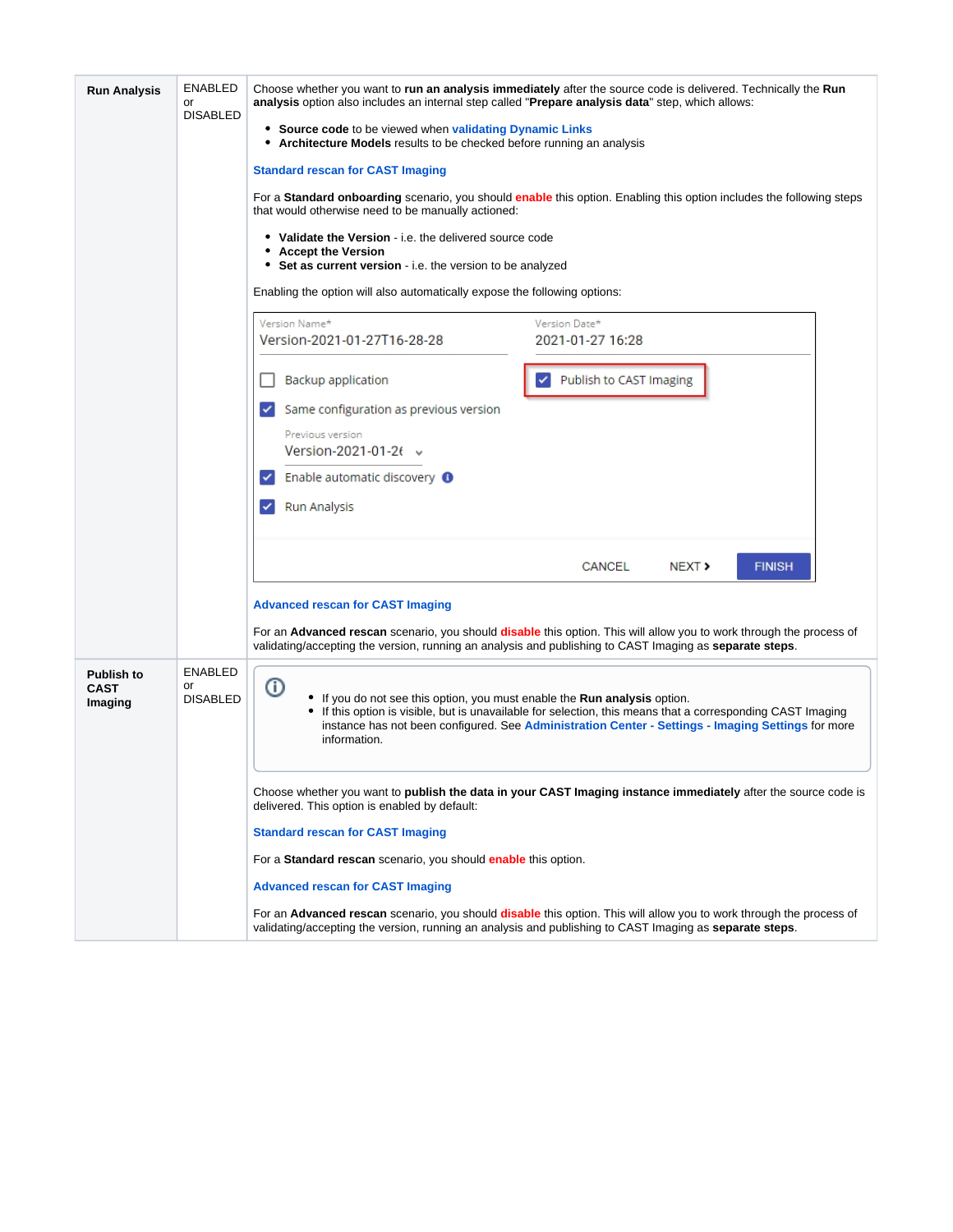| | | |
|---|---|---|
| **Run Analysis** | ENABLED or DISABLED | Choose whether you want to **run an analysis immediately** after the source code is delivered. Technically the **Run analysis** option also includes an internal step called "**Prepare analysis data**" step, which allows:<br><br>• **Source code** to be viewed when **validating Dynamic Links**<br>• **Architecture Models** results to be checked before running an analysis<br><br>**Standard rescan for CAST Imaging**<br><br>For a **Standard onboarding** scenario, you should **enable** this option. Enabling this option includes the following steps that would otherwise need to be manually actioned:<br><br>• **Validate the Version** - i.e. the delivered source code<br>• **Accept the Version**<br>• **Set as current version** - i.e. the version to be analyzed<br><br>Enabling the option will also automatically expose the following options:<br><br>Version Name* Version-2021-01-27T16-28-28 / Version Date* 2021-01-27 16:28<br>☐ Backup application / ☑ Publish to CAST Imaging<br>☑ Same configuration as previous version<br>Previous version Version-2021-01-2(<br>☑ Enable automatic discovery<br>☑ Run Analysis<br>CANCEL NEXT > FINISH<br><br>**Advanced rescan for CAST Imaging**<br><br>For an **Advanced rescan** scenario, you should **disable** this option. This will allow you to work through the process of validating/accepting the version, running an analysis and publishing to CAST Imaging as **separate steps**. |
| **Publish to CAST Imaging** | ENABLED or DISABLED | • If you do not see this option, you must enable the **Run analysis** option.<br>• If this option is visible, but is unavailable for selection, this means that a corresponding CAST Imaging instance has not been configured. See **Administration Center - Settings - Imaging Settings** for more information.<br><br>Choose whether you want to **publish the data in your CAST Imaging instance immediately** after the source code is delivered. This option is enabled by default:<br><br>**Standard rescan for CAST Imaging**<br><br>For a **Standard rescan** scenario, you should **enable** this option.<br><br>**Advanced rescan for CAST Imaging**<br><br>For an **Advanced rescan** scenario, you should **disable** this option. This will allow you to work through the process of validating/accepting the version, running an analysis and publishing to CAST Imaging as **separate steps**. |